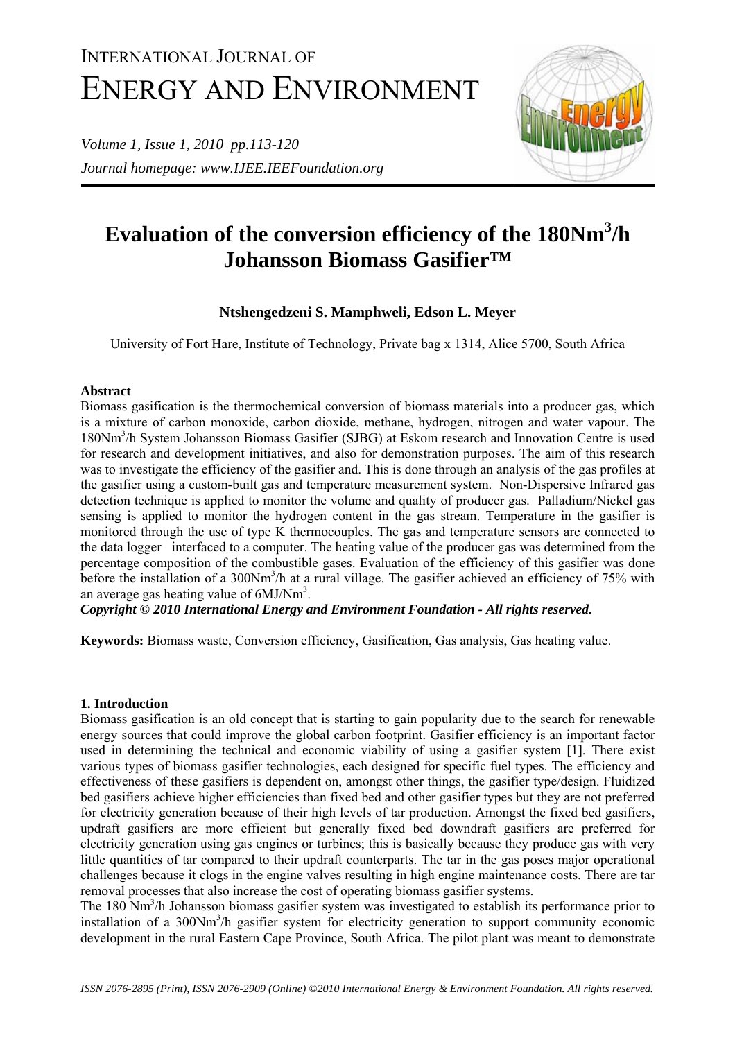# INTERNATIONAL JOURNAL OF ENERGY AND ENVIRONMENT

*Journal homepage: www.IJEE.IEEFoundation.org*

# Evaluation of the conversion efficiency of the 180Nm$^3$/h Johansson Biomass Gasifier™

**Ntshengedzeni S. Mamphweli, Edson L. Meyer**

University of Fort Hare, Institute of Technology, Private bag x 1314, Alice 5700, South Africa

## Abstract

Biomass gasification is the thermochemical conversion of biomass materials into a producer gas, which is a mixture of carbon monoxide, carbon dioxide, methane, hydrogen, nitrogen and water vapour. The 180Nm$^3$/h System Johansson Biomass Gasifier (SJBG) at Eskom research and Innovation Centre is used for research and development initiatives, and also for demonstration purposes. The aim of this research was to investigate the efficiency of the gasifier and. This is done through an analysis of the gas profiles at the gasifier using a custom-built gas and temperature measurement system. Non-Dispersive Infrared gas detection technique is applied to monitor the volume and quality of producer gas. Palladium/Nickel gas sensing is applied to monitor the hydrogen content in the gas stream. Temperature in the gasifier is monitored through the use of type K thermocouples. The gas and temperature sensors are connected to the data logger interfaced to a computer. The heating value of the producer gas was determined from the percentage composition of the combustible gases. Evaluation of the efficiency of this gasifier was done before the installation of a 300Nm$^3$/h at a rural village. The gasifier achieved an efficiency of 75% with an average gas heating value of 6MJ/Nm$^3$.

***Copyright © 2010 International Energy and Environment Foundation - All rights reserved.***

**Keywords:** Biomass waste, Conversion efficiency, Gasification, Gas analysis, Gas heating value.

## 1. Introduction

Biomass gasification is an old concept that is starting to gain popularity due to the search for renewable energy sources that could improve the global carbon footprint. Gasifier efficiency is an important factor used in determining the technical and economic viability of using a gasifier system [1]. There exist various types of biomass gasifier technologies, each designed for specific fuel types. The efficiency and effectiveness of these gasifiers is dependent on, amongst other things, the gasifier type/design. Fluidized bed gasifiers achieve higher efficiencies than fixed bed and other gasifier types but they are not preferred for electricity generation because of their high levels of tar production. Amongst the fixed bed gasifiers, updraft gasifiers are more efficient but generally fixed bed downdraft gasifiers are preferred for electricity generation using gas engines or turbines; this is basically because they produce gas with very little quantities of tar compared to their updraft counterparts. The tar in the gas poses major operational challenges because it clogs in the engine valves resulting in high engine maintenance costs. There are tar removal processes that also increase the cost of operating biomass gasifier systems.

The 180 Nm$^3$/h Johansson biomass gasifier system was investigated to establish its performance prior to installation of a 300Nm$^3$/h gasifier system for electricity generation to support community economic development in the rural Eastern Cape Province, South Africa. The pilot plant was meant to demonstrate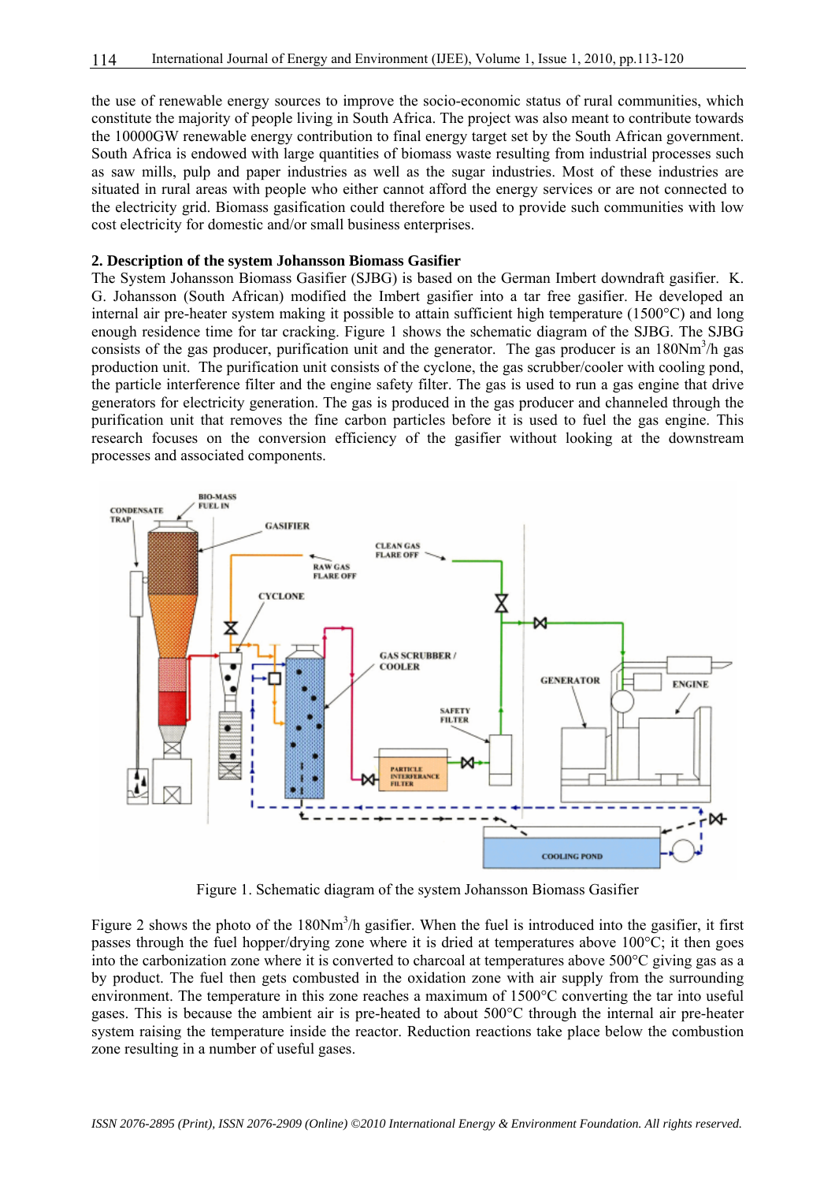the use of renewable energy sources to improve the socio-economic status of rural communities, which constitute the majority of people living in South Africa. The project was also meant to contribute towards the 10000GW renewable energy contribution to final energy target set by the South African government. South Africa is endowed with large quantities of biomass waste resulting from industrial processes such as saw mills, pulp and paper industries as well as the sugar industries. Most of these industries are situated in rural areas with people who either cannot afford the energy services or are not connected to the electricity grid. Biomass gasification could therefore be used to provide such communities with low cost electricity for domestic and/or small business enterprises.

## 2. Description of the system Johansson Biomass Gasifier

The System Johansson Biomass Gasifier (SJBG) is based on the German Imbert downdraft gasifier. K. G. Johansson (South African) modified the Imbert gasifier into a tar free gasifier. He developed an internal air pre-heater system making it possible to attain sufficient high temperature (1500°C) and long enough residence time for tar cracking. Figure 1 shows the schematic diagram of the SJBG. The SJBG consists of the gas producer, purification unit and the generator. The gas producer is an 180Nm$^3$/h gas production unit. The purification unit consists of the cyclone, the gas scrubber/cooler with cooling pond, the particle interference filter and the engine safety filter. The gas is used to run a gas engine that drive generators for electricity generation. The gas is produced in the gas producer and channeled through the purification unit that removes the fine carbon particles before it is used to fuel the gas engine. This research focuses on the conversion efficiency of the gasifier without looking at the downstream processes and associated components.

Figure 1. Schematic diagram of the system Johansson Biomass Gasifier

Figure 2 shows the photo of the 180Nm$^3$/h gasifier. When the fuel is introduced into the gasifier, it first passes through the fuel hopper/drying zone where it is dried at temperatures above 100°C; it then goes into the carbonization zone where it is converted to charcoal at temperatures above 500°C giving gas as a by product. The fuel then gets combusted in the oxidation zone with air supply from the surrounding environment. The temperature in this zone reaches a maximum of 1500°C converting the tar into useful gases. This is because the ambient air is pre-heated to about 500°C through the internal air pre-heater system raising the temperature inside the reactor. Reduction reactions take place below the combustion zone resulting in a number of useful gases.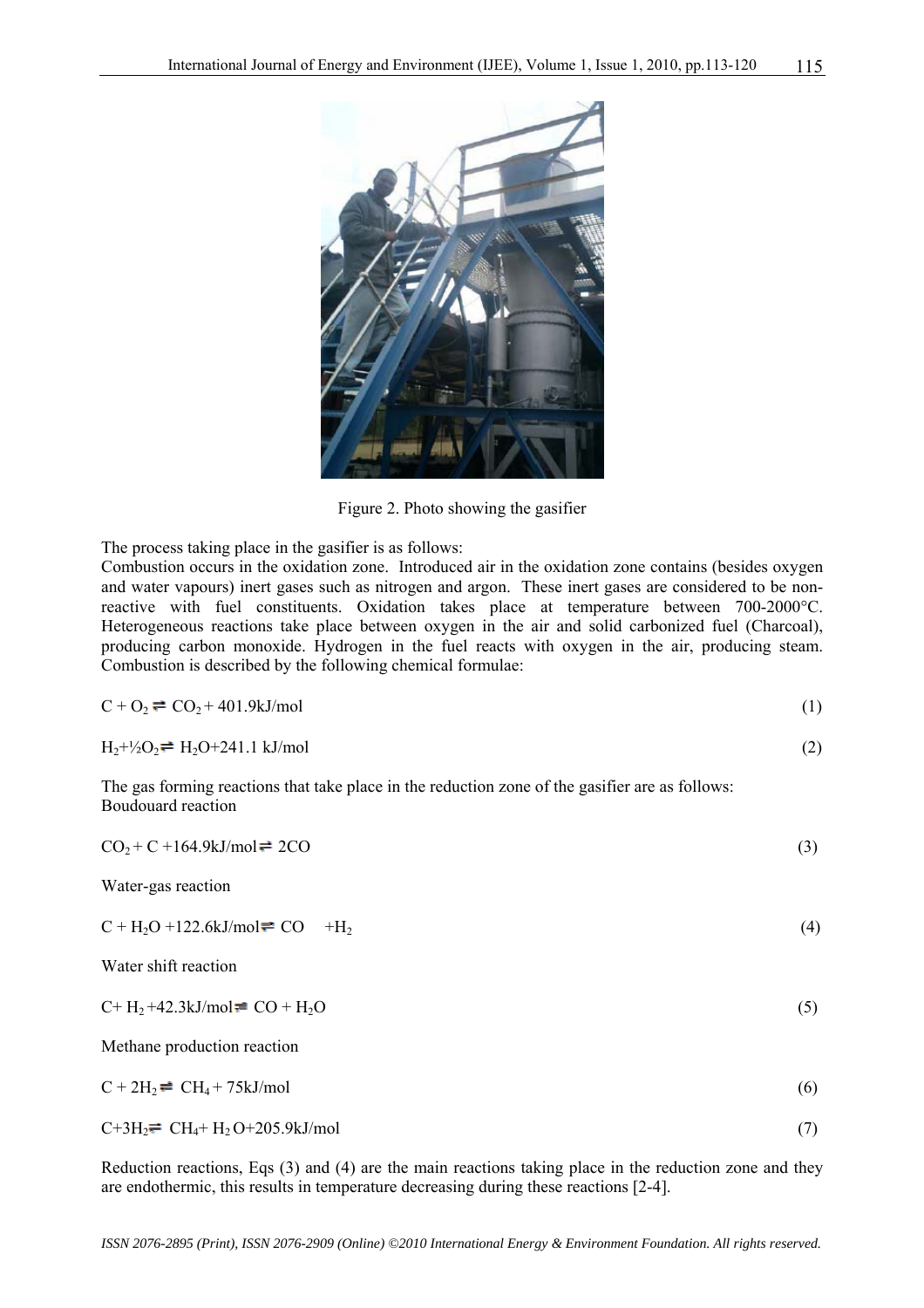Figure 2. Photo showing the gasifier

The process taking place in the gasifier is as follows:
Combustion occurs in the oxidation zone. Introduced air in the oxidation zone contains (besides oxygen and water vapours) inert gases such as nitrogen and argon. These inert gases are considered to be non-reactive with fuel constituents. Oxidation takes place at temperature between 700-2000°C. Heterogeneous reactions take place between oxygen in the air and solid carbonized fuel (Charcoal), producing carbon monoxide. Hydrogen in the fuel reacts with oxygen in the air, producing steam. Combustion is described by the following chemical formulae:

$$C + O_2 \rightleftharpoons CO_2 + 401.9\text{kJ/mol} \tag{1}$$

$$H_2 + \frac{1}{2}O_2 \rightleftharpoons H_2O + 241.1\text{ kJ/mol} \tag{2}$$

The gas forming reactions that take place in the reduction zone of the gasifier are as follows:
Boudouard reaction

$$CO_2 + C + 164.9\text{kJ/mol} \rightleftharpoons 2CO \tag{3}$$

Water-gas reaction

$$C + H_2O + 122.6\text{kJ/mol} \rightleftharpoons CO + H_2 \tag{4}$$

Water shift reaction

$$C + H_2 + 42.3\text{kJ/mol} \rightleftharpoons CO + H_2O \tag{5}$$

Methane production reaction

$$C + 2H_2 \rightleftharpoons CH_4 + 75\text{kJ/mol} \tag{6}$$

$$C + 3H_2 \rightleftharpoons CH_4 + H_2O + 205.9\text{kJ/mol} \tag{7}$$

Reduction reactions, Eqs (3) and (4) are the main reactions taking place in the reduction zone and they are endothermic, this results in temperature decreasing during these reactions [2-4].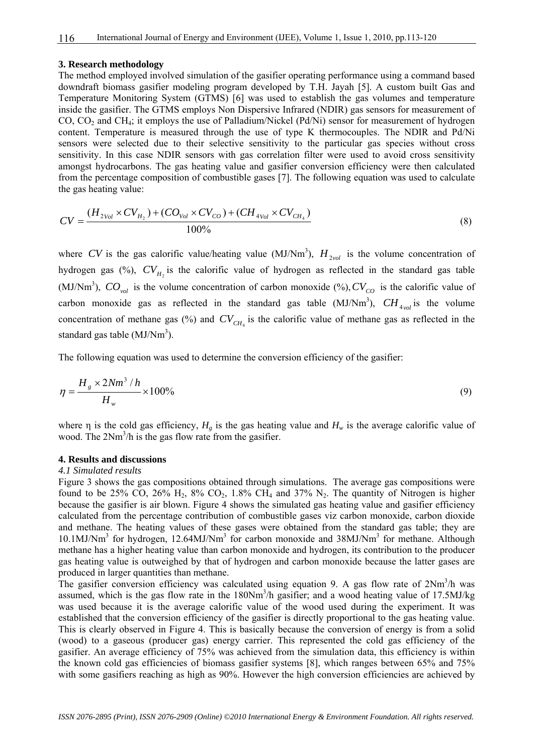## 3. Research methodology

The method employed involved simulation of the gasifier operating performance using a command based downdraft biomass gasifier modeling program developed by T.H. Jayah [5]. A custom built Gas and Temperature Monitoring System (GTMS) [6] was used to establish the gas volumes and temperature inside the gasifier. The GTMS employs Non Dispersive Infrared (NDIR) gas sensors for measurement of CO, $CO_2$ and $CH_4$; it employs the use of Palladium/Nickel (Pd/Ni) sensor for measurement of hydrogen content. Temperature is measured through the use of type K thermocouples. The NDIR and Pd/Ni sensors were selected due to their selective sensitivity to the particular gas species without cross sensitivity. In this case NDIR sensors with gas correlation filter were used to avoid cross sensitivity amongst hydrocarbons. The gas heating value and gasifier conversion efficiency were then calculated from the percentage composition of combustible gases [7]. The following equation was used to calculate the gas heating value:

$$CV = \frac{(H_{2Vol} \times CV_{H_2}) + (CO_{Vol} \times CV_{CO}) + (CH_{4Vol} \times CV_{CH_4})}{100\%} \tag{8}$$

where $CV$ is the gas calorific value/heating value (MJ/Nm$^3$), $H_{2vol}$ is the volume concentration of hydrogen gas (%), $CV_{H_2}$ is the calorific value of hydrogen as reflected in the standard gas table (MJ/Nm$^3$), $CO_{vol}$ is the volume concentration of carbon monoxide (%), $CV_{CO}$ is the calorific value of carbon monoxide gas as reflected in the standard gas table (MJ/Nm$^3$), $CH_{4vol}$ is the volume concentration of methane gas (%) and $CV_{CH_4}$ is the calorific value of methane gas as reflected in the standard gas table (MJ/Nm$^3$).

The following equation was used to determine the conversion efficiency of the gasifier:

$$\eta = \frac{H_g \times 2Nm^3/h}{H_w} \times 100\% \tag{9}$$

where η is the cold gas efficiency, $H_g$ is the gas heating value and $H_w$ is the average calorific value of wood. The 2Nm$^3$/h is the gas flow rate from the gasifier.

## 4. Results and discussions

### *4.1 Simulated results*

Figure 3 shows the gas compositions obtained through simulations. The average gas compositions were found to be 25% CO, 26% $H_2$, 8% $CO_2$, 1.8% $CH_4$ and 37% $N_2$. The quantity of Nitrogen is higher because the gasifier is air blown. Figure 4 shows the simulated gas heating value and gasifier efficiency calculated from the percentage contribution of combustible gases viz carbon monoxide, carbon dioxide and methane. The heating values of these gases were obtained from the standard gas table; they are 10.1MJ/Nm$^3$ for hydrogen, 12.64MJ/Nm$^3$ for carbon monoxide and 38MJ/Nm$^3$ for methane. Although methane has a higher heating value than carbon monoxide and hydrogen, its contribution to the producer gas heating value is outweighed by that of hydrogen and carbon monoxide because the latter gases are produced in larger quantities than methane.

The gasifier conversion efficiency was calculated using equation 9. A gas flow rate of 2Nm$^3$/h was assumed, which is the gas flow rate in the 180Nm$^3$/h gasifier; and a wood heating value of 17.5MJ/kg was used because it is the average calorific value of the wood used during the experiment. It was established that the conversion efficiency of the gasifier is directly proportional to the gas heating value. This is clearly observed in Figure 4. This is basically because the conversion of energy is from a solid (wood) to a gaseous (producer gas) energy carrier. This represented the cold gas efficiency of the gasifier. An average efficiency of 75% was achieved from the simulation data, this efficiency is within the known cold gas efficiencies of biomass gasifier systems [8], which ranges between 65% and 75% with some gasifiers reaching as high as 90%. However the high conversion efficiencies are achieved by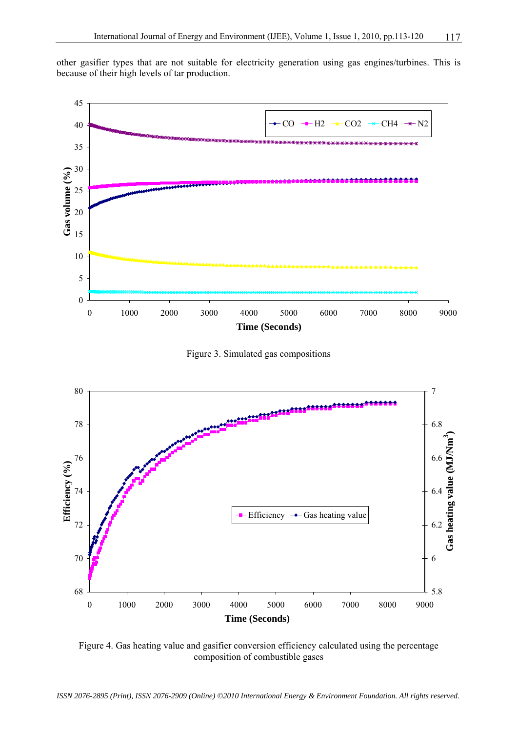other gasifier types that are not suitable for electricity generation using gas engines/turbines. This is because of their high levels of tar production.

Figure 3. Simulated gas compositions

Figure 4. Gas heating value and gasifier conversion efficiency calculated using the percentage composition of combustible gases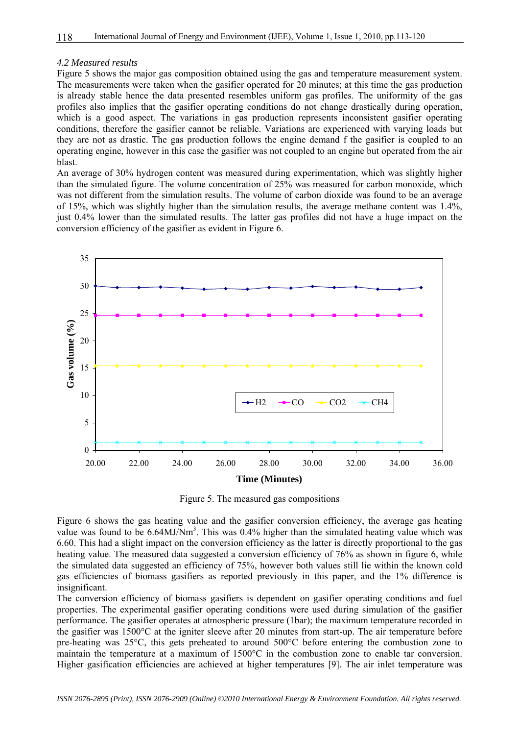*4.2 Measured results*

Figure 5 shows the major gas composition obtained using the gas and temperature measurement system. The measurements were taken when the gasifier operated for 20 minutes; at this time the gas production is already stable hence the data presented resembles uniform gas profiles. The uniformity of the gas profiles also implies that the gasifier operating conditions do not change drastically during operation, which is a good aspect. The variations in gas production represents inconsistent gasifier operating conditions, therefore the gasifier cannot be reliable. Variations are experienced with varying loads but they are not as drastic. The gas production follows the engine demand f the gasifier is coupled to an operating engine, however in this case the gasifier was not coupled to an engine but operated from the air blast.

An average of 30% hydrogen content was measured during experimentation, which was slightly higher than the simulated figure. The volume concentration of 25% was measured for carbon monoxide, which was not different from the simulation results. The volume of carbon dioxide was found to be an average of 15%, which was slightly higher than the simulation results, the average methane content was 1.4%, just 0.4% lower than the simulated results. The latter gas profiles did not have a huge impact on the conversion efficiency of the gasifier as evident in Figure 6.

Figure 5. The measured gas compositions

Figure 6 shows the gas heating value and the gasifier conversion efficiency, the average gas heating value was found to be 6.64MJ/Nm$^3$. This was 0.4% higher than the simulated heating value which was 6.60. This had a slight impact on the conversion efficiency as the latter is directly proportional to the gas heating value. The measured data suggested a conversion efficiency of 76% as shown in figure 6, while the simulated data suggested an efficiency of 75%, however both values still lie within the known cold gas efficiencies of biomass gasifiers as reported previously in this paper, and the 1% difference is insignificant.

The conversion efficiency of biomass gasifiers is dependent on gasifier operating conditions and fuel properties. The experimental gasifier operating conditions were used during simulation of the gasifier performance. The gasifier operates at atmospheric pressure (1bar); the maximum temperature recorded in the gasifier was 1500°C at the igniter sleeve after 20 minutes from start-up. The air temperature before pre-heating was 25°C, this gets preheated to around 500°C before entering the combustion zone to maintain the temperature at a maximum of 1500°C in the combustion zone to enable tar conversion. Higher gasification efficiencies are achieved at higher temperatures [9]. The air inlet temperature was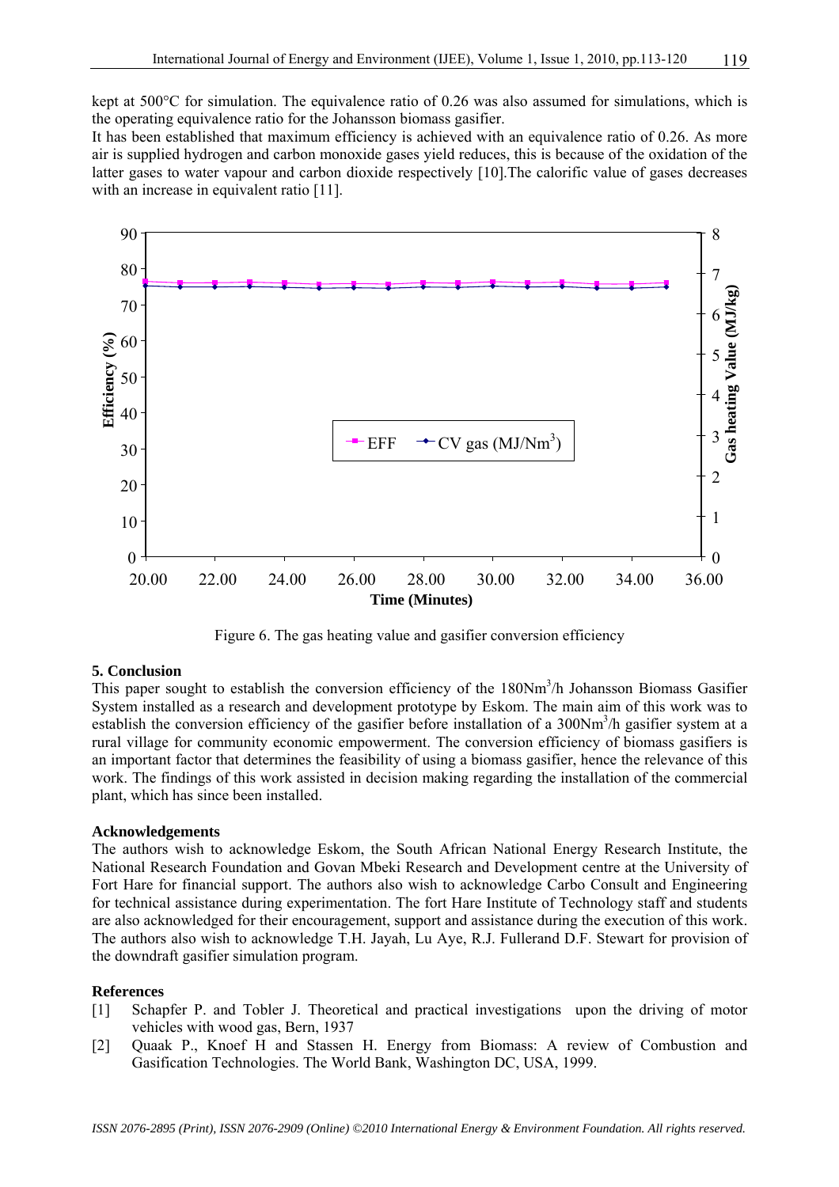kept at 500°C for simulation. The equivalence ratio of 0.26 was also assumed for simulations, which is the operating equivalence ratio for the Johansson biomass gasifier.

It has been established that maximum efficiency is achieved with an equivalence ratio of 0.26. As more air is supplied hydrogen and carbon monoxide gases yield reduces, this is because of the oxidation of the latter gases to water vapour and carbon dioxide respectively [10].The calorific value of gases decreases with an increase in equivalent ratio [11].

Figure 6. The gas heating value and gasifier conversion efficiency

## 5. Conclusion

This paper sought to establish the conversion efficiency of the 180Nm$^3$/h Johansson Biomass Gasifier System installed as a research and development prototype by Eskom. The main aim of this work was to establish the conversion efficiency of the gasifier before installation of a 300Nm$^3$/h gasifier system at a rural village for community economic empowerment. The conversion efficiency of biomass gasifiers is an important factor that determines the feasibility of using a biomass gasifier, hence the relevance of this work. The findings of this work assisted in decision making regarding the installation of the commercial plant, which has since been installed.

## Acknowledgements

The authors wish to acknowledge Eskom, the South African National Energy Research Institute, the National Research Foundation and Govan Mbeki Research and Development centre at the University of Fort Hare for financial support. The authors also wish to acknowledge Carbo Consult and Engineering for technical assistance during experimentation. The fort Hare Institute of Technology staff and students are also acknowledged for their encouragement, support and assistance during the execution of this work. The authors also wish to acknowledge T.H. Jayah, Lu Aye, R.J. Fullerand D.F. Stewart for provision of the downdraft gasifier simulation program.

## References

[1] Schapfer P. and Tobler J. Theoretical and practical investigations upon the driving of motor vehicles with wood gas, Bern, 1937

[2] Quaak P., Knoef H and Stassen H. Energy from Biomass: A review of Combustion and Gasification Technologies. The World Bank, Washington DC, USA, 1999.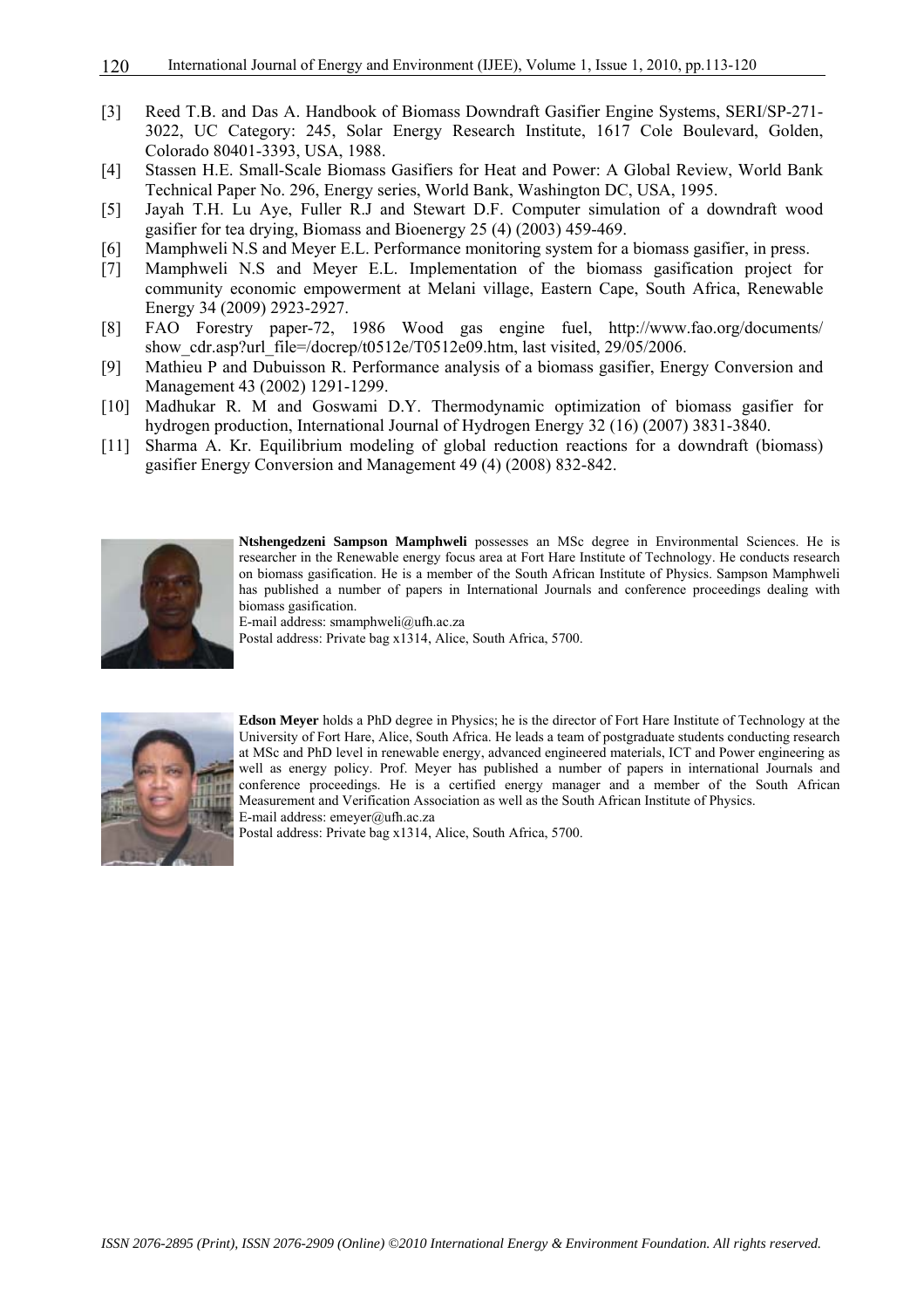[3] Reed T.B. and Das A. Handbook of Biomass Downdraft Gasifier Engine Systems, SERI/SP-271-3022, UC Category: 245, Solar Energy Research Institute, 1617 Cole Boulevard, Golden, Colorado 80401-3393, USA, 1988.

[4] Stassen H.E. Small-Scale Biomass Gasifiers for Heat and Power: A Global Review, World Bank Technical Paper No. 296, Energy series, World Bank, Washington DC, USA, 1995.

[5] Jayah T.H. Lu Aye, Fuller R.J and Stewart D.F. Computer simulation of a downdraft wood gasifier for tea drying, Biomass and Bioenergy 25 (4) (2003) 459-469.

[6] Mamphweli N.S and Meyer E.L. Performance monitoring system for a biomass gasifier, in press.

[7] Mamphweli N.S and Meyer E.L. Implementation of the biomass gasification project for community economic empowerment at Melani village, Eastern Cape, South Africa, Renewable Energy 34 (2009) 2923-2927.

[8] FAO Forestry paper-72, 1986 Wood gas engine fuel, http://www.fao.org/documents/show_cdr.asp?url_file=/docrep/t0512e/T0512e09.htm, last visited, 29/05/2006.

[9] Mathieu P and Dubuisson R. Performance analysis of a biomass gasifier, Energy Conversion and Management 43 (2002) 1291-1299.

[10] Madhukar R. M and Goswami D.Y. Thermodynamic optimization of biomass gasifier for hydrogen production, International Journal of Hydrogen Energy 32 (16) (2007) 3831-3840.

[11] Sharma A. Kr. Equilibrium modeling of global reduction reactions for a downdraft (biomass) gasifier Energy Conversion and Management 49 (4) (2008) 832-842.

**Ntshengedzeni Sampson Mamphweli** possesses an MSc degree in Environmental Sciences. He is researcher in the Renewable energy focus area at Fort Hare Institute of Technology. He conducts research on biomass gasification. He is a member of the South African Institute of Physics. Sampson Mamphweli has published a number of papers in International Journals and conference proceedings dealing with biomass gasification.
E-mail address: smamphweli@ufh.ac.za
Postal address: Private bag x1314, Alice, South Africa, 5700.

**Edson Meyer** holds a PhD degree in Physics; he is the director of Fort Hare Institute of Technology at the University of Fort Hare, Alice, South Africa. He leads a team of postgraduate students conducting research at MSc and PhD level in renewable energy, advanced engineered materials, ICT and Power engineering as well as energy policy. Prof. Meyer has published a number of papers in international Journals and conference proceedings. He is a certified energy manager and a member of the South African Measurement and Verification Association as well as the South African Institute of Physics.
E-mail address: emeyer@ufh.ac.za
Postal address: Private bag x1314, Alice, South Africa, 5700.